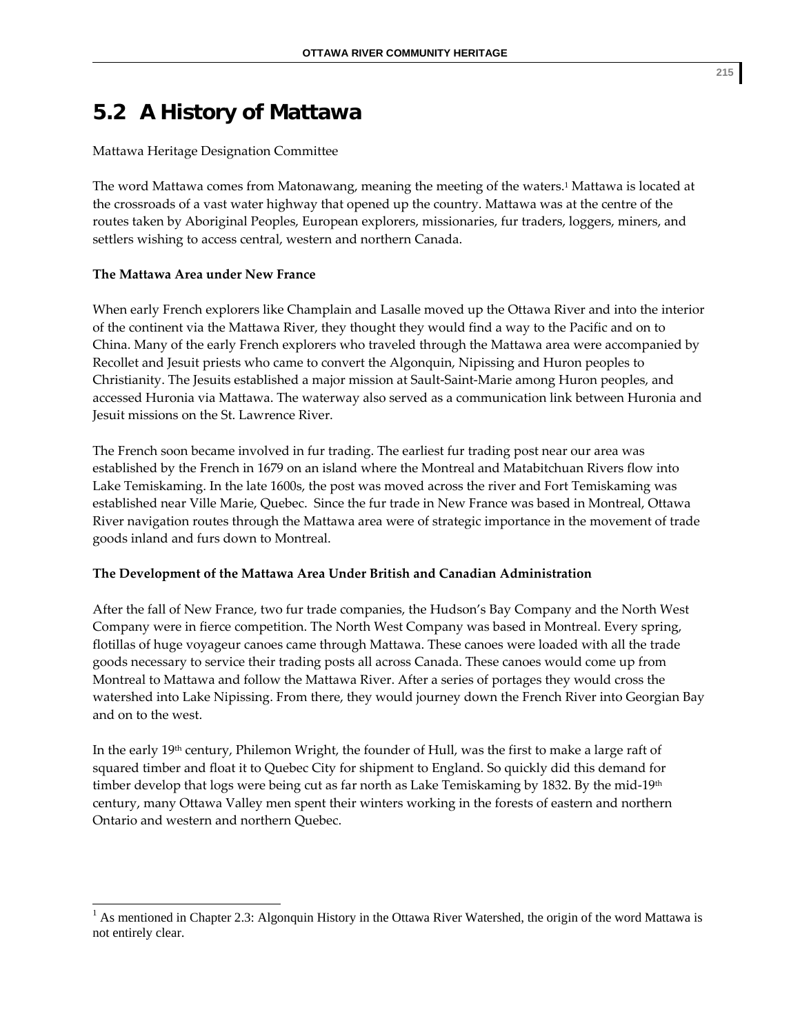# 5.2 A History of Mattawa

Mattawa Heritage Designation Committee

The word Mattawa comes from Matonawang, meaning the meeting of the waters.[1] Mattawa is located at the crossroads of a vast water highway that opened up the country. Mattawa was at the centre of the routes taken by Aboriginal Peoples, European explorers, missionaries, fur traders, loggers, miners, and settlers wishing to access central, western and northern Canada.

**The Mattawa Area under New France**

When early French explorers like Champlain and Lasalle moved up the Ottawa River and into the interior of the continent via the Mattawa River, they thought they would find a way to the Pacific and on to China. Many of the early French explorers who traveled through the Mattawa area were accompanied by Recollet and Jesuit priests who came to convert the Algonquin, Nipissing and Huron peoples to Christianity. The Jesuits established a major mission at Sault-Saint-Marie among Huron peoples, and accessed Huronia via Mattawa. The waterway also served as a communication link between Huronia and Jesuit missions on the St. Lawrence River.

The French soon became involved in fur trading. The earliest fur trading post near our area was established by the French in 1679 on an island where the Montreal and Matabitchuan Rivers flow into Lake Temiskaming. In the late 1600s, the post was moved across the river and Fort Temiskaming was established near Ville Marie, Quebec. Since the fur trade in New France was based in Montreal, Ottawa River navigation routes through the Mattawa area were of strategic importance in the movement of trade goods inland and furs down to Montreal.

**The Development of the Mattawa Area Under British and Canadian Administration**

After the fall of New France, two fur trade companies, the Hudson's Bay Company and the North West Company were in fierce competition. The North West Company was based in Montreal. Every spring, flotillas of huge voyageur canoes came through Mattawa. These canoes were loaded with all the trade goods necessary to service their trading posts all across Canada. These canoes would come up from Montreal to Mattawa and follow the Mattawa River. After a series of portages they would cross the watershed into Lake Nipissing. From there, they would journey down the French River into Georgian Bay and on to the west.

In the early 19th century, Philemon Wright, the founder of Hull, was the first to make a large raft of squared timber and float it to Quebec City for shipment to England. So quickly did this demand for timber develop that logs were being cut as far north as Lake Temiskaming by 1832. By the mid-19th century, many Ottawa Valley men spent their winters working in the forests of eastern and northern Ontario and western and northern Quebec.

---

[1] As mentioned in Chapter 2.3: Algonquin History in the Ottawa River Watershed, the origin of the word Mattawa is not entirely clear.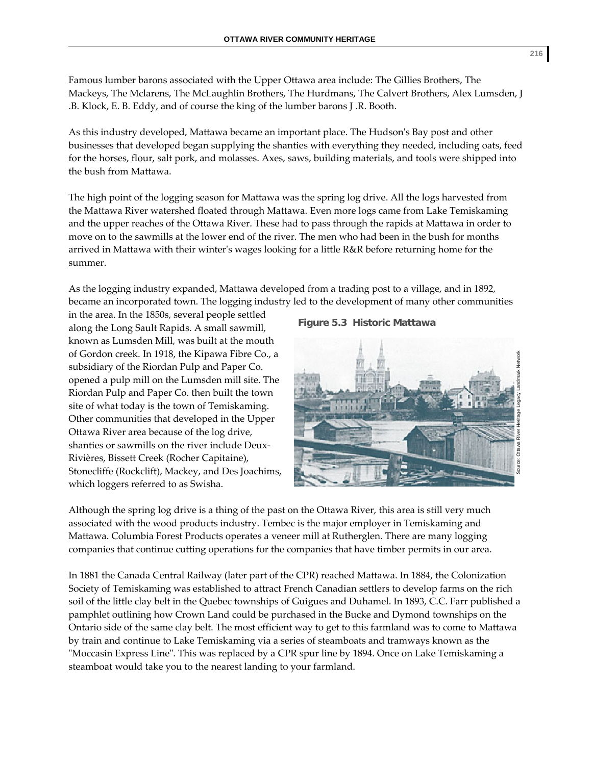Famous lumber barons associated with the Upper Ottawa area include: The Gillies Brothers, The Mackeys, The Mclarens, The McLaughlin Brothers, The Hurdmans, The Calvert Brothers, Alex Lumsden, J .B. Klock, E. B. Eddy, and of course the king of the lumber barons J .R. Booth.

As this industry developed, Mattawa became an important place. The Hudson's Bay post and other businesses that developed began supplying the shanties with everything they needed, including oats, feed for the horses, flour, salt pork, and molasses. Axes, saws, building materials, and tools were shipped into the bush from Mattawa.

The high point of the logging season for Mattawa was the spring log drive. All the logs harvested from the Mattawa River watershed floated through Mattawa. Even more logs came from Lake Temiskaming and the upper reaches of the Ottawa River. These had to pass through the rapids at Mattawa in order to move on to the sawmills at the lower end of the river. The men who had been in the bush for months arrived in Mattawa with their winter's wages looking for a little R&R before returning home for the summer.

As the logging industry expanded, Mattawa developed from a trading post to a village, and in 1892, became an incorporated town. The logging industry led to the development of many other communities in the area. In the 1850s, several people settled along the Long Sault Rapids. A small sawmill, known as Lumsden Mill, was built at the mouth of Gordon creek. In 1918, the Kipawa Fibre Co., a subsidiary of the Riordan Pulp and Paper Co. opened a pulp mill on the Lumsden mill site. The Riordan Pulp and Paper Co. then built the town site of what today is the town of Temiskaming. Other communities that developed in the Upper Ottawa River area because of the log drive, shanties or sawmills on the river include Deux-Rivières, Bissett Creek (Rocher Capitaine), Stonecliffe (Rockclift), Mackey, and Des Joachims, which loggers referred to as Swisha.

**Figure 5.3 Historic Mattawa**

Source: Ottawa River Heritage Legacy Landmark Network

Although the spring log drive is a thing of the past on the Ottawa River, this area is still very much associated with the wood products industry. Tembec is the major employer in Temiskaming and Mattawa. Columbia Forest Products operates a veneer mill at Rutherglen. There are many logging companies that continue cutting operations for the companies that have timber permits in our area.

In 1881 the Canada Central Railway (later part of the CPR) reached Mattawa. In 1884, the Colonization Society of Temiskaming was established to attract French Canadian settlers to develop farms on the rich soil of the little clay belt in the Quebec townships of Guigues and Duhamel. In 1893, C.C. Farr published a pamphlet outlining how Crown Land could be purchased in the Bucke and Dymond townships on the Ontario side of the same clay belt. The most efficient way to get to this farmland was to come to Mattawa by train and continue to Lake Temiskaming via a series of steamboats and tramways known as the "Moccasin Express Line". This was replaced by a CPR spur line by 1894. Once on Lake Temiskaming a steamboat would take you to the nearest landing to your farmland.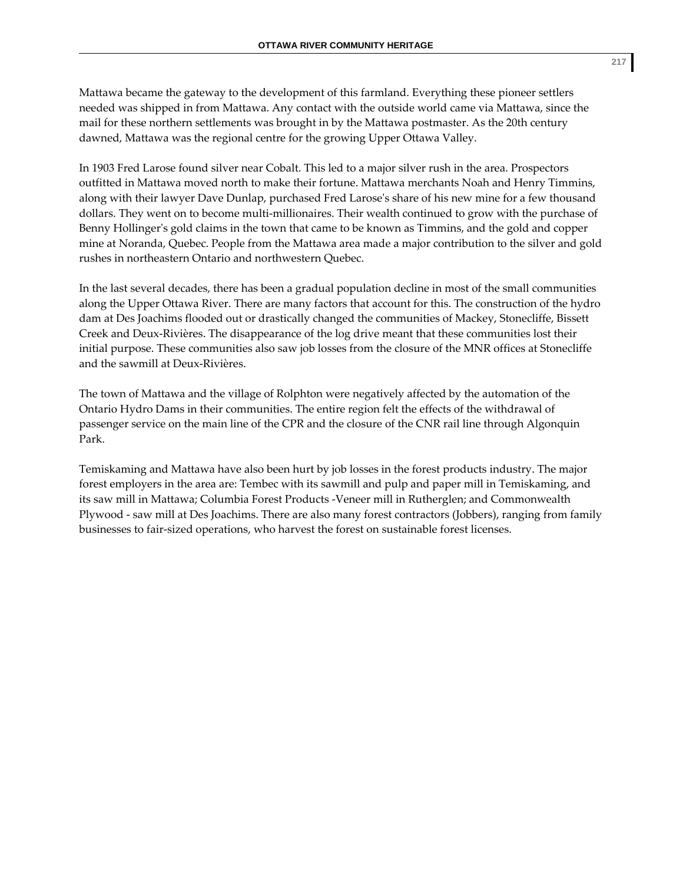Mattawa became the gateway to the development of this farmland. Everything these pioneer settlers needed was shipped in from Mattawa. Any contact with the outside world came via Mattawa, since the mail for these northern settlements was brought in by the Mattawa postmaster. As the 20th century dawned, Mattawa was the regional centre for the growing Upper Ottawa Valley.

In 1903 Fred Larose found silver near Cobalt. This led to a major silver rush in the area. Prospectors outfitted in Mattawa moved north to make their fortune. Mattawa merchants Noah and Henry Timmins, along with their lawyer Dave Dunlap, purchased Fred Larose's share of his new mine for a few thousand dollars. They went on to become multi-millionaires. Their wealth continued to grow with the purchase of Benny Hollinger's gold claims in the town that came to be known as Timmins, and the gold and copper mine at Noranda, Quebec. People from the Mattawa area made a major contribution to the silver and gold rushes in northeastern Ontario and northwestern Quebec.

In the last several decades, there has been a gradual population decline in most of the small communities along the Upper Ottawa River. There are many factors that account for this. The construction of the hydro dam at Des Joachims flooded out or drastically changed the communities of Mackey, Stonecliffe, Bissett Creek and Deux-Rivières. The disappearance of the log drive meant that these communities lost their initial purpose. These communities also saw job losses from the closure of the MNR offices at Stonecliffe and the sawmill at Deux-Rivières.

The town of Mattawa and the village of Rolphton were negatively affected by the automation of the Ontario Hydro Dams in their communities. The entire region felt the effects of the withdrawal of passenger service on the main line of the CPR and the closure of the CNR rail line through Algonquin Park.

Temiskaming and Mattawa have also been hurt by job losses in the forest products industry. The major forest employers in the area are: Tembec with its sawmill and pulp and paper mill in Temiskaming, and its saw mill in Mattawa; Columbia Forest Products -Veneer mill in Rutherglen; and Commonwealth Plywood - saw mill at Des Joachims. There are also many forest contractors (Jobbers), ranging from family businesses to fair-sized operations, who harvest the forest on sustainable forest licenses.